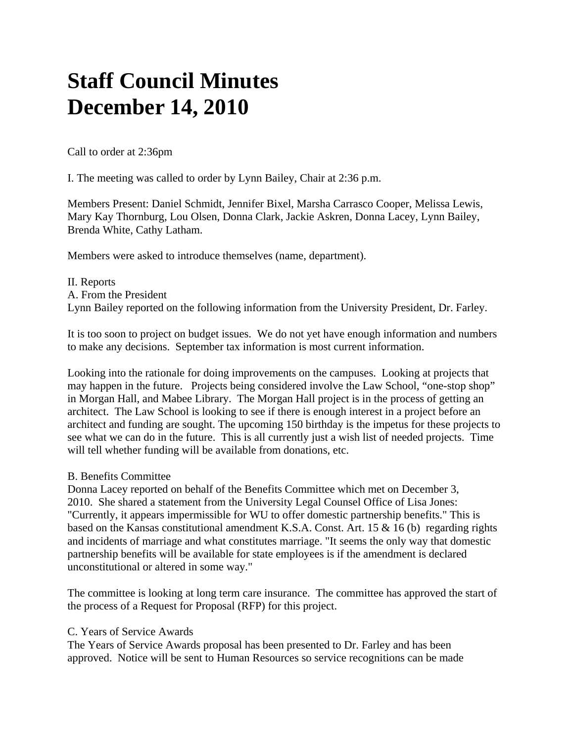# Staff Council Minutes
# December 14, 2010

Call to order at 2:36pm

I. The meeting was called to order by Lynn Bailey, Chair at 2:36 p.m.

Members Present: Daniel Schmidt, Jennifer Bixel, Marsha Carrasco Cooper, Melissa Lewis, Mary Kay Thornburg, Lou Olsen, Donna Clark, Jackie Askren, Donna Lacey, Lynn Bailey, Brenda White, Cathy Latham.

Members were asked to introduce themselves (name, department).

II. Reports
A. From the President
Lynn Bailey reported on the following information from the University President, Dr. Farley.

It is too soon to project on budget issues. We do not yet have enough information and numbers to make any decisions. September tax information is most current information.

Looking into the rationale for doing improvements on the campuses. Looking at projects that may happen in the future. Projects being considered involve the Law School, "one-stop shop" in Morgan Hall, and Mabee Library. The Morgan Hall project is in the process of getting an architect. The Law School is looking to see if there is enough interest in a project before an architect and funding are sought. The upcoming 150 birthday is the impetus for these projects to see what we can do in the future. This is all currently just a wish list of needed projects. Time will tell whether funding will be available from donations, etc.

B. Benefits Committee
Donna Lacey reported on behalf of the Benefits Committee which met on December 3, 2010. She shared a statement from the University Legal Counsel Office of Lisa Jones: "Currently, it appears impermissible for WU to offer domestic partnership benefits." This is based on the Kansas constitutional amendment K.S.A. Const. Art. 15 & 16 (b) regarding rights and incidents of marriage and what constitutes marriage. "It seems the only way that domestic partnership benefits will be available for state employees is if the amendment is declared unconstitutional or altered in some way."

The committee is looking at long term care insurance. The committee has approved the start of the process of a Request for Proposal (RFP) for this project.

C. Years of Service Awards
The Years of Service Awards proposal has been presented to Dr. Farley and has been approved. Notice will be sent to Human Resources so service recognitions can be made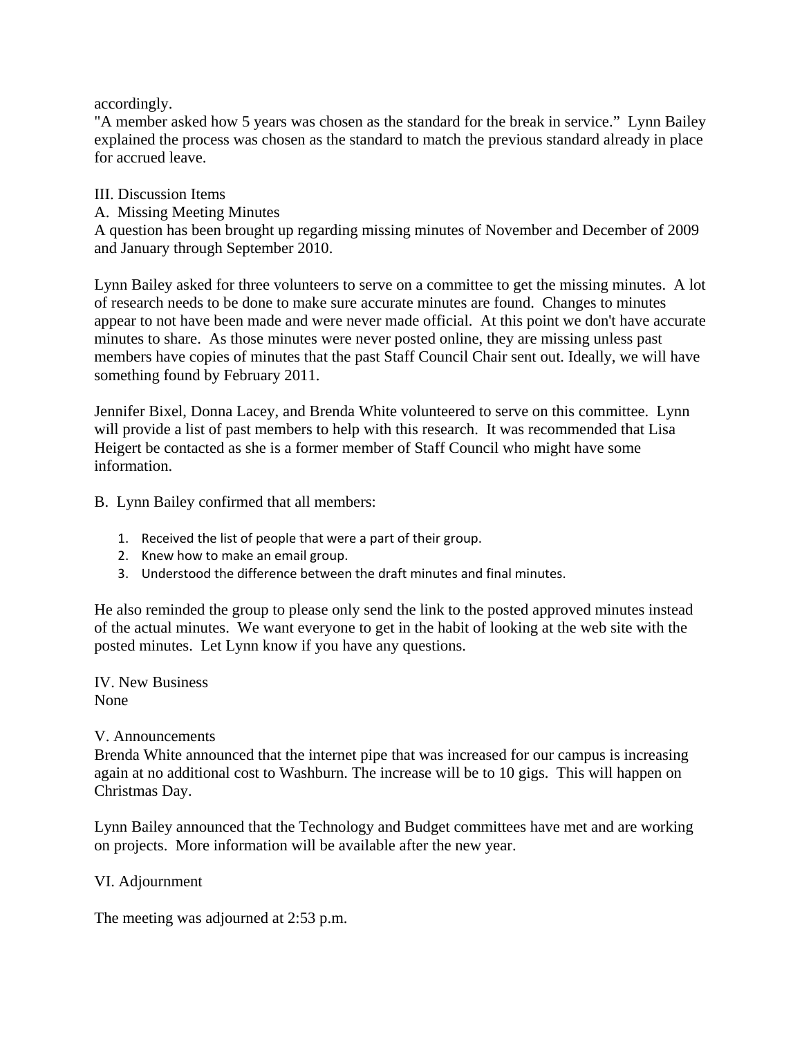accordingly.

"A member asked how 5 years was chosen as the standard for the break in service." Lynn Bailey explained the process was chosen as the standard to match the previous standard already in place for accrued leave.

III. Discussion Items

A. Missing Meeting Minutes

A question has been brought up regarding missing minutes of November and December of 2009 and January through September 2010.

Lynn Bailey asked for three volunteers to serve on a committee to get the missing minutes. A lot of research needs to be done to make sure accurate minutes are found. Changes to minutes appear to not have been made and were never made official. At this point we don't have accurate minutes to share. As those minutes were never posted online, they are missing unless past members have copies of minutes that the past Staff Council Chair sent out. Ideally, we will have something found by February 2011.

Jennifer Bixel, Donna Lacey, and Brenda White volunteered to serve on this committee. Lynn will provide a list of past members to help with this research. It was recommended that Lisa Heigert be contacted as she is a former member of Staff Council who might have some information.

B. Lynn Bailey confirmed that all members:

1. Received the list of people that were a part of their group.
2. Knew how to make an email group.
3. Understood the difference between the draft minutes and final minutes.

He also reminded the group to please only send the link to the posted approved minutes instead of the actual minutes. We want everyone to get in the habit of looking at the web site with the posted minutes. Let Lynn know if you have any questions.

IV. New Business

None

V. Announcements

Brenda White announced that the internet pipe that was increased for our campus is increasing again at no additional cost to Washburn. The increase will be to 10 gigs. This will happen on Christmas Day.

Lynn Bailey announced that the Technology and Budget committees have met and are working on projects. More information will be available after the new year.

VI. Adjournment

The meeting was adjourned at 2:53 p.m.